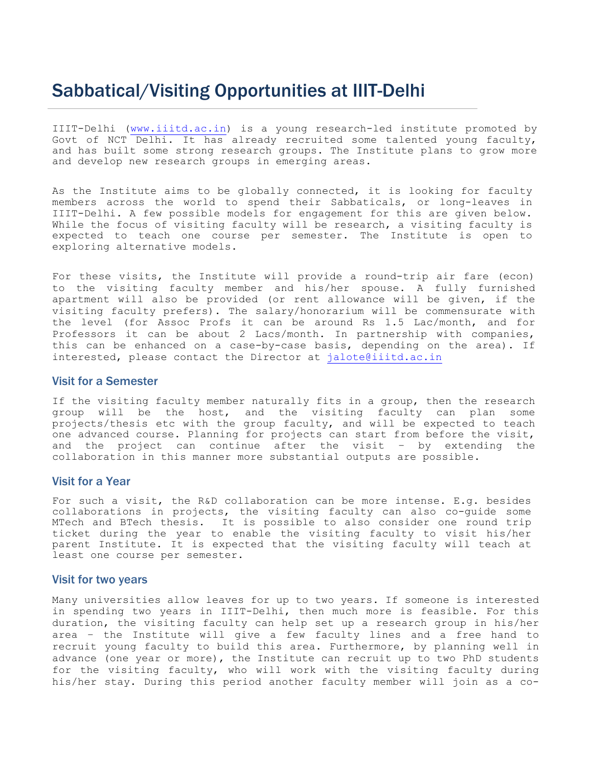# Sabbatical/Visiting Opportunities at IIIT-Delhi

IIIT-Delhi (www.iiitd.ac.in) is a young research-led institute promoted by Govt of NCT Delhi. It has already recruited some talented young faculty, and has built some strong research groups. The Institute plans to grow more and develop new research groups in emerging areas.

As the Institute aims to be globally connected, it is looking for faculty members across the world to spend their Sabbaticals, or long-leaves in IIIT-Delhi. A few possible models for engagement for this are given below. While the focus of visiting faculty will be research, a visiting faculty is expected to teach one course per semester. The Institute is open to exploring alternative models.

For these visits, the Institute will provide a round-trip air fare (econ) to the visiting faculty member and his/her spouse. A fully furnished apartment will also be provided (or rent allowance will be given, if the visiting faculty prefers). The salary/honorarium will be commensurate with the level (for Assoc Profs it can be around Rs 1.5 Lac/month, and for Professors it can be about 2 Lacs/month. In partnership with companies, this can be enhanced on a case-by-case basis, depending on the area). If interested, please contact the Director at jalote@iiitd.ac.in

## Visit for a Semester

If the visiting faculty member naturally fits in a group, then the research group will be the host, and the visiting faculty can plan some projects/thesis etc with the group faculty, and will be expected to teach one advanced course. Planning for projects can start from before the visit, and the project can continue after the visit – by extending the collaboration in this manner more substantial outputs are possible.

## Visit for a Year

For such a visit, the R&D collaboration can be more intense. E.g. besides collaborations in projects, the visiting faculty can also co-guide some MTech and BTech thesis. It is possible to also consider one round trip ticket during the year to enable the visiting faculty to visit his/her parent Institute. It is expected that the visiting faculty will teach at least one course per semester.

## Visit for two years

Many universities allow leaves for up to two years. If someone is interested in spending two years in IIIT-Delhi, then much more is feasible. For this duration, the visiting faculty can help set up a research group in his/her area – the Institute will give a few faculty lines and a free hand to recruit young faculty to build this area. Furthermore, by planning well in advance (one year or more), the Institute can recruit up to two PhD students for the visiting faculty, who will work with the visiting faculty during his/her stay. During this period another faculty member will join as a co-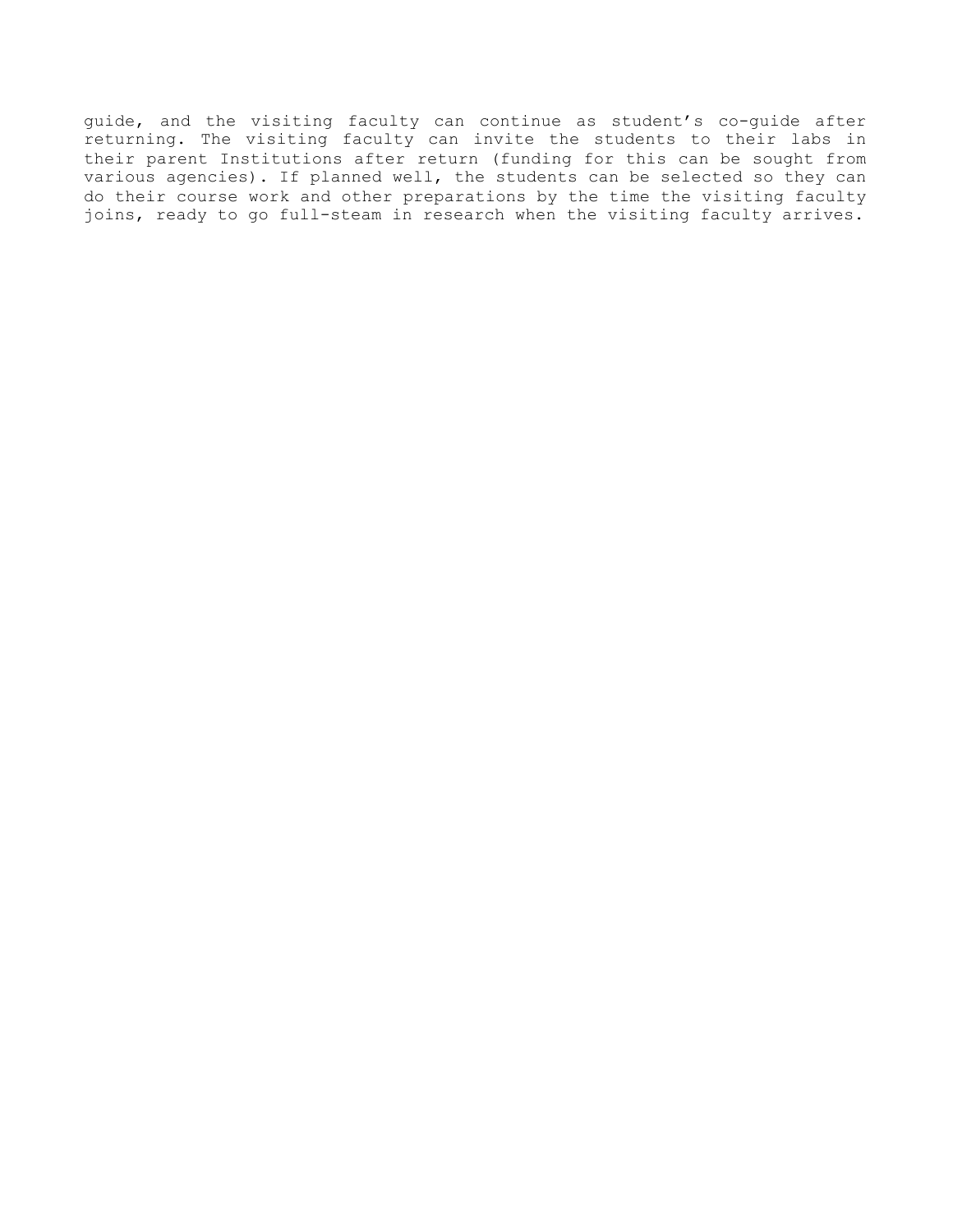guide, and the visiting faculty can continue as student's co-guide after returning. The visiting faculty can invite the students to their labs in their parent Institutions after return (funding for this can be sought from various agencies). If planned well, the students can be selected so they can do their course work and other preparations by the time the visiting faculty joins, ready to go full-steam in research when the visiting faculty arrives.